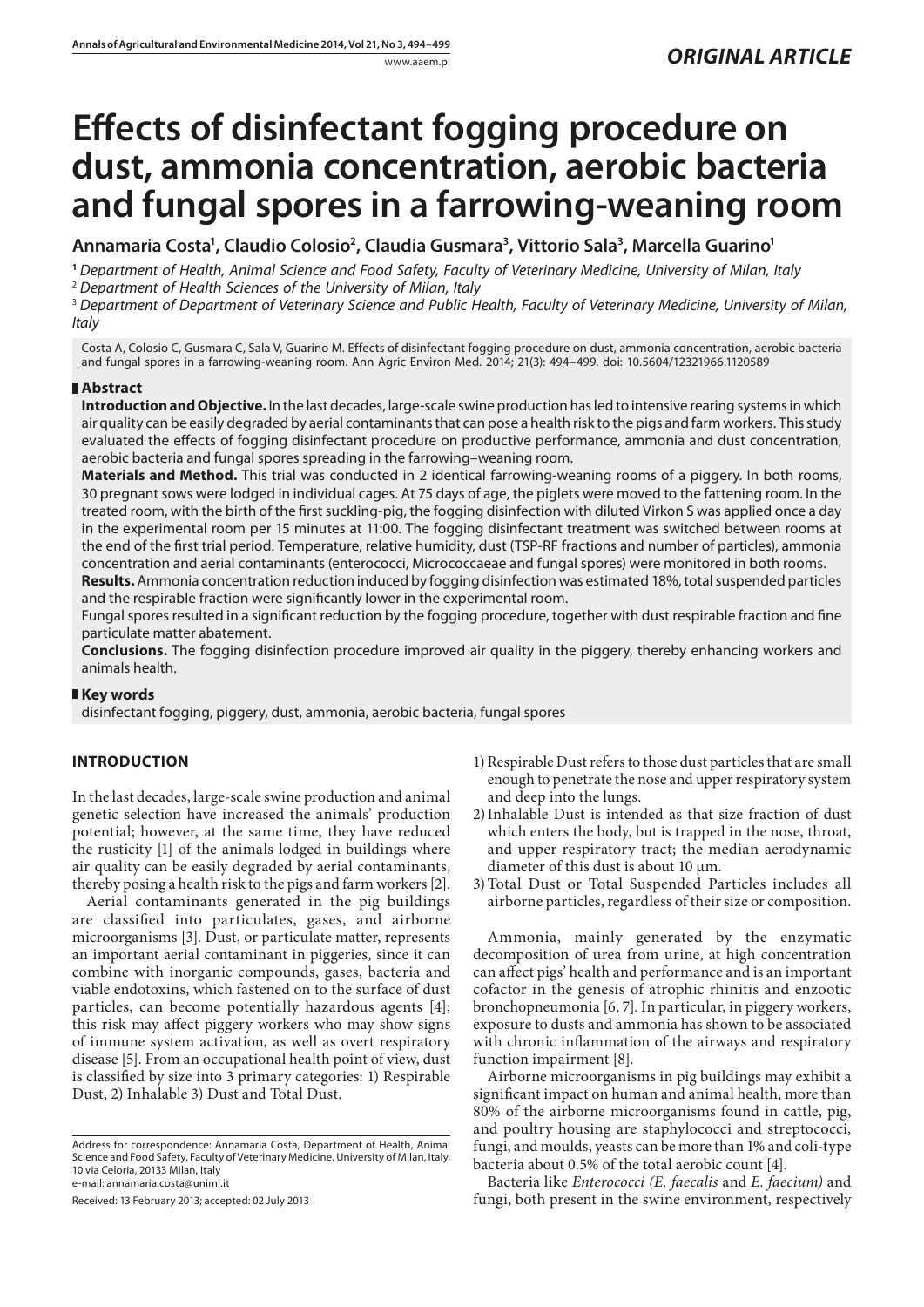*ORIGINAL ARTICLE*

# Effects of disinfectant fogging procedure on dust, ammonia concentration, aerobic bacteria and fungal spores in a farrowing-weaning room

**Annamaria Costa[1], Claudio Colosio[2], Claudia Gusmara[3], Vittorio Sala[3], Marcella Guarino[1]**

[1] *Department of Health, Animal Science and Food Safety, Faculty of Veterinary Medicine, University of Milan, Italy*
[2] *Department of Health Sciences of the University of Milan, Italy*
[3] *Department of Department of Veterinary Science and Public Health, Faculty of Veterinary Medicine, University of Milan, Italy*

Costa A, Colosio C, Gusmara C, Sala V, Guarino M. Effects of disinfectant fogging procedure on dust, ammonia concentration, aerobic bacteria and fungal spores in a farrowing-weaning room. Ann Agric Environ Med. 2014; 21(3): 494–499. doi: 10.5604/12321966.1120589

## Abstract

**Introduction and Objective.** In the last decades, large-scale swine production has led to intensive rearing systems in which air quality can be easily degraded by aerial contaminants that can pose a health risk to the pigs and farm workers. This study evaluated the effects of fogging disinfectant procedure on productive performance, ammonia and dust concentration, aerobic bacteria and fungal spores spreading in the farrowing–weaning room.

**Materials and Method.** This trial was conducted in 2 identical farrowing-weaning rooms of a piggery. In both rooms, 30 pregnant sows were lodged in individual cages. At 75 days of age, the piglets were moved to the fattening room. In the treated room, with the birth of the first suckling-pig, the fogging disinfection with diluted Virkon S was applied once a day in the experimental room per 15 minutes at 11:00. The fogging disinfectant treatment was switched between rooms at the end of the first trial period. Temperature, relative humidity, dust (TSP-RF fractions and number of particles), ammonia concentration and aerial contaminants (enterococci, Micrococcaeae and fungal spores) were monitored in both rooms.

**Results.** Ammonia concentration reduction induced by fogging disinfection was estimated 18%, total suspended particles and the respirable fraction were significantly lower in the experimental room.

Fungal spores resulted in a significant reduction by the fogging procedure, together with dust respirable fraction and fine particulate matter abatement.

**Conclusions.** The fogging disinfection procedure improved air quality in the piggery, thereby enhancing workers and animals health.

## Key words

disinfectant fogging, piggery, dust, ammonia, aerobic bacteria, fungal spores

## INTRODUCTION

In the last decades, large-scale swine production and animal genetic selection have increased the animals' production potential; however, at the same time, they have reduced the rusticity [1] of the animals lodged in buildings where air quality can be easily degraded by aerial contaminants, thereby posing a health risk to the pigs and farm workers [2].

Aerial contaminants generated in the pig buildings are classified into particulates, gases, and airborne microorganisms [3]. Dust, or particulate matter, represents an important aerial contaminant in piggeries, since it can combine with inorganic compounds, gases, bacteria and viable endotoxins, which fastened on to the surface of dust particles, can become potentially hazardous agents [4]; this risk may affect piggery workers who may show signs of immune system activation, as well as overt respiratory disease [5]. From an occupational health point of view, dust is classified by size into 3 primary categories: 1) Respirable Dust, 2) Inhalable 3) Dust and Total Dust.

1) Respirable Dust refers to those dust particles that are small enough to penetrate the nose and upper respiratory system and deep into the lungs.
2) Inhalable Dust is intended as that size fraction of dust which enters the body, but is trapped in the nose, throat, and upper respiratory tract; the median aerodynamic diameter of this dust is about 10 µm.
3) Total Dust or Total Suspended Particles includes all airborne particles, regardless of their size or composition.

Ammonia, mainly generated by the enzymatic decomposition of urea from urine, at high concentration can affect pigs' health and performance and is an important cofactor in the genesis of atrophic rhinitis and enzootic bronchopneumonia [6, 7]. In particular, in piggery workers, exposure to dusts and ammonia has shown to be associated with chronic inflammation of the airways and respiratory function impairment [8].

Airborne microorganisms in pig buildings may exhibit a significant impact on human and animal health, more than 80% of the airborne microorganisms found in cattle, pig, and poultry housing are staphylococci and streptococci, fungi, and moulds, yeasts can be more than 1% and coli-type bacteria about 0.5% of the total aerobic count [4].

Bacteria like *Enterococci (E. faecalis* and *E. faecium)* and fungi, both present in the swine environment, respectively

Address for correspondence: Annamaria Costa, Department of Health, Animal Science and Food Safety, Faculty of Veterinary Medicine, University of Milan, Italy, 10 via Celoria, 20133 Milan, Italy
e-mail: annamaria.costa@unimi.it

Received: 13 February 2013; accepted: 02 July 2013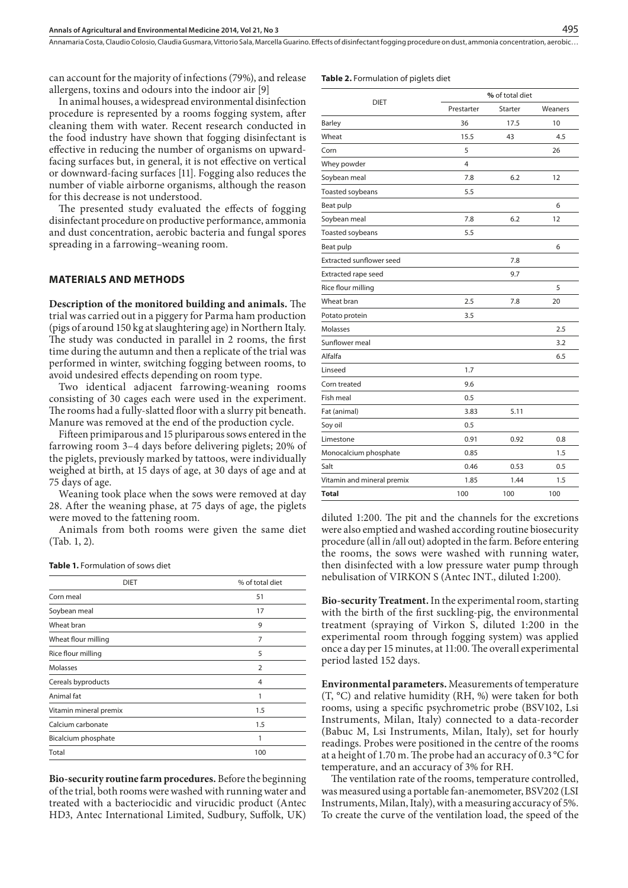can account for the majority of infections (79%), and release allergens, toxins and odours into the indoor air [9]

In animal houses, a widespread environmental disinfection procedure is represented by a rooms fogging system, after cleaning them with water. Recent research conducted in the food industry have shown that fogging disinfectant is effective in reducing the number of organisms on upward-facing surfaces but, in general, it is not effective on vertical or downward-facing surfaces [11]. Fogging also reduces the number of viable airborne organisms, although the reason for this decrease is not understood.

The presented study evaluated the effects of fogging disinfectant procedure on productive performance, ammonia and dust concentration, aerobic bacteria and fungal spores spreading in a farrowing–weaning room.

## MATERIALS AND METHODS

**Description of the monitored building and animals.** The trial was carried out in a piggery for Parma ham production (pigs of around 150 kg at slaughtering age) in Northern Italy. The study was conducted in parallel in 2 rooms, the first time during the autumn and then a replicate of the trial was performed in winter, switching fogging between rooms, to avoid undesired effects depending on room type.

Two identical adjacent farrowing-weaning rooms consisting of 30 cages each were used in the experiment. The rooms had a fully-slatted floor with a slurry pit beneath. Manure was removed at the end of the production cycle.

Fifteen primiparous and 15 pluriparous sows entered in the farrowing room 3–4 days before delivering piglets; 20% of the piglets, previously marked by tattoos, were individually weighed at birth, at 15 days of age, at 30 days of age and at 75 days of age.

Weaning took place when the sows were removed at day 28. After the weaning phase, at 75 days of age, the piglets were moved to the fattening room.

Animals from both rooms were given the same diet (Tab. 1, 2).

**Table 1.** Formulation of sows diet

| DIET | % of total diet |
|---|---|
| Corn meal | 51 |
| Soybean meal | 17 |
| Wheat bran | 9 |
| Wheat flour milling | 7 |
| Rice flour milling | 5 |
| Molasses | 2 |
| Cereals byproducts | 4 |
| Animal fat | 1 |
| Vitamin mineral premix | 1.5 |
| Calcium carbonate | 1.5 |
| Bicalcium phosphate | 1 |
| Total | 100 |

**Bio-security routine farm procedures.** Before the beginning of the trial, both rooms were washed with running water and treated with a bacteriocidic and virucidic product (Antec HD3, Antec International Limited, Sudbury, Suffolk, UK) diluted 1:200. The pit and the channels for the excretions were also emptied and washed according routine biosecurity procedure (all in /all out) adopted in the farm. Before entering the rooms, the sows were washed with running water, then disinfected with a low pressure water pump through nebulisation of VIRKON S (Antec INT., diluted 1:200).

**Table 2.** Formulation of piglets diet

| DIET | % of total diet | | |
|---|---|---|---|
| | Prestarter | Starter | Weaners |
| Barley | 36 | 17.5 | 10 |
| Wheat | 15.5 | 43 | 4.5 |
| Corn | 5 | | 26 |
| Whey powder | 4 | | |
| Soybean meal | 7.8 | 6.2 | 12 |
| Toasted soybeans | 5.5 | | |
| Beat pulp | | | 6 |
| Soybean meal | 7.8 | 6.2 | 12 |
| Toasted soybeans | 5.5 | | |
| Beat pulp | | | 6 |
| Extracted sunflower seed | | 7.8 | |
| Extracted rape seed | | 9.7 | |
| Rice flour milling | | | 5 |
| Wheat bran | 2.5 | 7.8 | 20 |
| Potato protein | 3.5 | | |
| Molasses | | | 2.5 |
| Sunflower meal | | | 3.2 |
| Alfalfa | | | 6.5 |
| Linseed | 1.7 | | |
| Corn treated | 9.6 | | |
| Fish meal | 0.5 | | |
| Fat (animal) | 3.83 | 5.11 | |
| Soy oil | 0.5 | | |
| Limestone | 0.91 | 0.92 | 0.8 |
| Monocalcium phosphate | 0.85 | | 1.5 |
| Salt | 0.46 | 0.53 | 0.5 |
| Vitamin and mineral premix | 1.85 | 1.44 | 1.5 |
| **Total** | 100 | 100 | 100 |

**Bio-security Treatment.** In the experimental room, starting with the birth of the first suckling-pig, the environmental treatment (spraying of Virkon S, diluted 1:200 in the experimental room through fogging system) was applied once a day per 15 minutes, at 11:00. The overall experimental period lasted 152 days.

**Environmental parameters.** Measurements of temperature (T, °C) and relative humidity (RH, %) were taken for both rooms, using a specific psychrometric probe (BSV102, Lsi Instruments, Milan, Italy) connected to a data-recorder (Babuc M, Lsi Instruments, Milan, Italy), set for hourly readings. Probes were positioned in the centre of the rooms at a height of 1.70 m. The probe had an accuracy of 0.3 °C for temperature, and an accuracy of 3% for RH.

The ventilation rate of the rooms, temperature controlled, was measured using a portable fan-anemometer, BSV202 (LSI Instruments, Milan, Italy), with a measuring accuracy of 5%. To create the curve of the ventilation load, the speed of the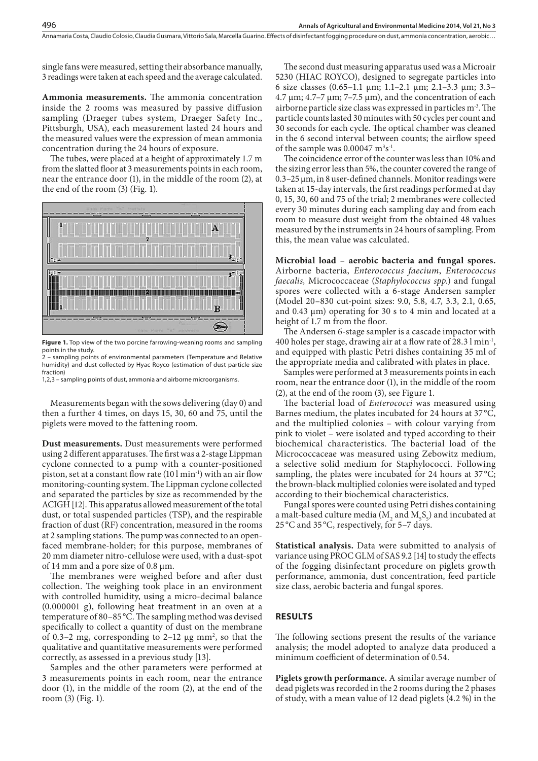single fans were measured, setting their absorbance manually, 3 readings were taken at each speed and the average calculated.

**Ammonia measurements.** The ammonia concentration inside the 2 rooms was measured by passive diffusion sampling (Draeger tubes system, Draeger Safety Inc., Pittsburgh, USA), each measurement lasted 24 hours and the measured values were the expression of mean ammonia concentration during the 24 hours of exposure.

The tubes, were placed at a height of approximately 1.7 m from the slatted floor at 3 measurements points in each room, near the entrance door (1), in the middle of the room (2), at the end of the room (3) (Fig. 1).

**Figure 1.** Top view of the two porcine farrowing-weaning rooms and sampling points in the study.
2 – sampling points of environmental parameters (Temperature and Relative humidity) and dust collected by Hyac Royco (estimation of dust particle size fraction)
1,2,3 – sampling points of dust, ammonia and airborne microorganisms.

Measurements began with the sows delivering (day 0) and then a further 4 times, on days 15, 30, 60 and 75, until the piglets were moved to the fattening room.

**Dust measurements.** Dust measurements were performed using 2 different apparatuses. The first was a 2-stage Lippman cyclone connected to a pump with a counter-positioned piston, set at a constant flow rate (10 l min$^{-1}$) with an air flow monitoring-counting system. The Lippman cyclone collected and separated the particles by size as recommended by the ACIGH [12]. This apparatus allowed measurement of the total dust, or total suspended particles (TSP), and the respirable fraction of dust (RF) concentration, measured in the rooms at 2 sampling stations. The pump was connected to an open-faced membrane-holder; for this purpose, membranes of 20 mm diameter nitro-cellulose were used, with a dust-spot of 14 mm and a pore size of 0.8 µm.

The membranes were weighed before and after dust collection. The weighing took place in an environment with controlled humidity, using a micro-decimal balance (0.000001 g), following heat treatment in an oven at a temperature of 80–85 °C. The sampling method was devised specifically to collect a quantity of dust on the membrane of 0.3–2 mg, corresponding to 2–12 µg mm$^2$, so that the qualitative and quantitative measurements were performed correctly, as assessed in a previous study [13].

Samples and the other parameters were performed at 3 measurements points in each room, near the entrance door (1), in the middle of the room (2), at the end of the room (3) (Fig. 1).

The second dust measuring apparatus used was a Microair 5230 (HIAC ROYCO), designed to segregate particles into 6 size classes (0.65–1.1 µm; 1.1–2.1 µm; 2.1–3.3 µm; 3.3–4.7 µm; 4.7–7 µm; 7–7.5 µm), and the concentration of each airborne particle size class was expressed in particles m$^{-3}$. The particle counts lasted 30 minutes with 50 cycles per count and 30 seconds for each cycle. The optical chamber was cleaned in the 6 second interval between counts; the airflow speed of the sample was 0.00047 m$^3$s$^{-1}$.

The coincidence error of the counter was less than 10% and the sizing error less than 5%, the counter covered the range of 0.3–25 µm, in 8 user-defined channels. Monitor readings were taken at 15-day intervals, the first readings performed at day 0, 15, 30, 60 and 75 of the trial; 2 membranes were collected every 30 minutes during each sampling day and from each room to measure dust weight from the obtained 48 values measured by the instruments in 24 hours of sampling. From this, the mean value was calculated.

**Microbial load – aerobic bacteria and fungal spores.** Airborne bacteria, *Enterococcus faecium*, *Enterococcus faecalis,* Micrococcaceae (*Staphylococcus spp.*) and fungal spores were collected with a 6-stage Andersen sampler (Model 20–830 cut-point sizes: 9.0, 5.8, 4.7, 3.3, 2.1, 0.65, and 0.43 µm) operating for 30 s to 4 min and located at a height of 1.7 m from the floor.

The Andersen 6-stage sampler is a cascade impactor with 400 holes per stage, drawing air at a flow rate of 28.3 l min$^{-1}$, and equipped with plastic Petri dishes containing 35 ml of the appropriate media and calibrated with plates in place.

Samples were performed at 3 measurements points in each room, near the entrance door (1), in the middle of the room (2), at the end of the room (3), see Figure 1.

The bacterial load of *Enterococci* was measured using Barnes medium, the plates incubated for 24 hours at 37 °C, and the multiplied colonies – with colour varying from pink to violet – were isolated and typed according to their biochemical characteristics. The bacterial load of the Micrococcaceae was measured using Zebowitz medium, a selective solid medium for Staphylococci. Following sampling, the plates were incubated for 24 hours at 37 °C; the brown-black multiplied colonies were isolated and typed according to their biochemical characteristics.

Fungal spores were counted using Petri dishes containing a malt-based culture media ($M_2$ and $M_5S_5$) and incubated at 25 °C and 35 °C, respectively, for 5–7 days.

**Statistical analysis.** Data were submitted to analysis of variance using PROC GLM of SAS 9.2 [14] to study the effects of the fogging disinfectant procedure on piglets growth performance, ammonia, dust concentration, feed particle size class, aerobic bacteria and fungal spores.

## RESULTS

The following sections present the results of the variance analysis; the model adopted to analyze data produced a minimum coefficient of determination of 0.54.

**Piglets growth performance.** A similar average number of dead piglets was recorded in the 2 rooms during the 2 phases of study, with a mean value of 12 dead piglets (4.2 %) in the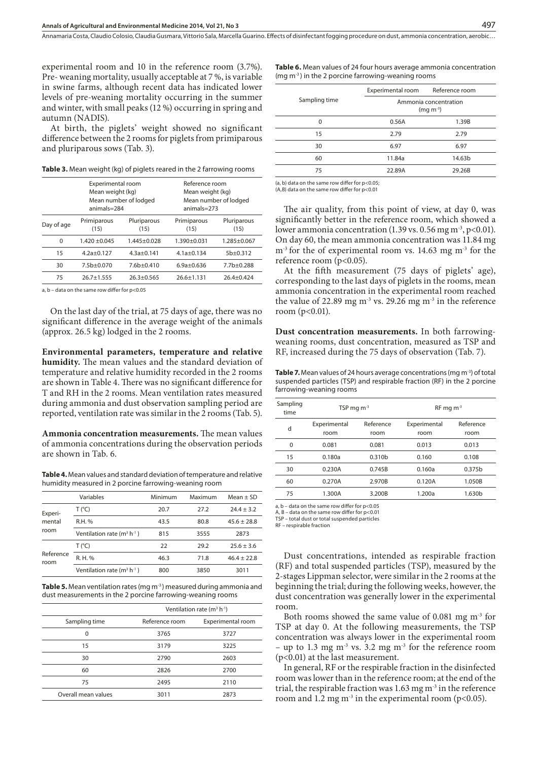experimental room and 10 in the reference room (3.7%). Pre- weaning mortality, usually acceptable at 7 %, is variable in swine farms, although recent data has indicated lower levels of pre-weaning mortality occurring in the summer and winter, with small peaks (12 %) occurring in spring and autumn (NADIS).

At birth, the piglets' weight showed no significant difference between the 2 rooms for piglets from primiparous and pluriparous sows (Tab. 3).

**Table 3.** Mean weight (kg) of piglets reared in the 2 farrowing rooms

| | Experimental room Mean weight (kg) Mean number of lodged animals=284 | | Reference room Mean weight (kg) Mean number of lodged animals=273 | |
|---|---|---|---|---|
| Day of age | Primiparous (15) | Pluriparous (15) | Primiparous (15) | Pluriparous (15) |
| 0 | 1.420 ±0.045 | 1.445±0.028 | 1.390±0.031 | 1.285±0.067 |
| 15 | 4.2a±0.127 | 4.3a±0.141 | 4.1a±0.134 | 5b±0.312 |
| 30 | 7.5b±0.070 | 7.6b±0.410 | 6.9a±0.636 | 7.7b±0.288 |
| 75 | 26.7±1.555 | 26.3±0.565 | 26.6±1.131 | 26.4±0.424 |

a, b – data on the same row differ for p<0.05

On the last day of the trial, at 75 days of age, there was no significant difference in the average weight of the animals (approx. 26.5 kg) lodged in the 2 rooms.

**Environmental parameters, temperature and relative humidity.** The mean values and the standard deviation of temperature and relative humidity recorded in the 2 rooms are shown in Table 4. There was no significant difference for T and RH in the 2 rooms. Mean ventilation rates measured during ammonia and dust observation sampling period are reported, ventilation rate was similar in the 2 rooms (Tab. 5).

**Ammonia concentration measurements.** The mean values of ammonia concentrations during the observation periods are shown in Tab. 6.

**Table 4.** Mean values and standard deviation of temperature and relative humidity measured in 2 porcine farrowing-weaning room

| | Variables | Minimum | Maximum | Mean ± SD |
|---|---|---|---|---|
| Experimental room | T (°C) | 20.7 | 27.2 | 24.4 ± 3.2 |
| | R.H. % | 43.5 | 80.8 | 45.6 ± 28.8 |
| | Ventilation rate ($m^3$ $h^{-1}$) | 815 | 3555 | 2873 |
| Reference room | T (°C) | 22 | 29.2 | 25.6 ± 3.6 |
| | R. H. % | 46.3 | 71.8 | 46.4 ± 22.8 |
| | Ventilation rate ($m^3$ $h^{-1}$) | 800 | 3850 | 3011 |

**Table 5.** Mean ventilation rates (mg $m^{-3}$) measured during ammonia and dust measurements in the 2 porcine farrowing-weaning rooms

| | Ventilation rate ($m^3$ $h^{-1}$) | |
|---|---|---|
| Sampling time | Reference room | Experimental room |
| 0 | 3765 | 3727 |
| 15 | 3179 | 3225 |
| 30 | 2790 | 2603 |
| 60 | 2826 | 2700 |
| 75 | 2495 | 2110 |
| Overall mean values | 3011 | 2873 |

**Table 6.** Mean values of 24 four hours average ammonia concentration (mg $m^{-3}$) in the 2 porcine farrowing-weaning rooms

| Sampling time | Experimental room | Reference room |
|---|---|---|
| | Ammonia concentration (mg $m^{-3}$) | |
| 0 | 0.56A | 1.39B |
| 15 | 2.79 | 2.79 |
| 30 | 6.97 | 6.97 |
| 60 | 11.84a | 14.63b |
| 75 | 22.89A | 29.26B |

(a, b) data on the same row differ for p<0.05;
(A,B) data on the same row differ for p<0.01

The air quality, from this point of view, at day 0, was significantly better in the reference room, which showed a lower ammonia concentration (1.39 vs. 0.56 mg $m^{-3}$, $p<0.01$). On day 60, the mean ammonia concentration was 11.84 mg $m^{-3}$ for the of experimental room vs. 14.63 mg $m^{-3}$ for the reference room ($p<0.05$).

At the fifth measurement (75 days of piglets' age), corresponding to the last days of piglets in the rooms, mean ammonia concentration in the experimental room reached the value of 22.89 mg $m^{-3}$ vs. 29.26 mg $m^{-3}$ in the reference room ($p<0.01$).

**Dust concentration measurements.** In both farrowing-weaning rooms, dust concentration, measured as TSP and RF, increased during the 75 days of observation (Tab. 7).

**Table 7.** Mean values of 24 hours average concentrations (mg $m^{-3}$) of total suspended particles (TSP) and respirable fraction (RF) in the 2 porcine farrowing-weaning rooms

| Sampling time | TSP mg $m^{-3}$ | | RF mg $m^{-3}$ | |
|---|---|---|---|---|
| d | Experimental room | Reference room | Experimental room | Reference room |
| 0 | 0.081 | 0.081 | 0.013 | 0.013 |
| 15 | 0.180a | 0.310b | 0.160 | 0.108 |
| 30 | 0.230A | 0.745B | 0.160a | 0.375b |
| 60 | 0.270A | 2.970B | 0.120A | 1.050B |
| 75 | 1.300A | 3.200B | 1.200a | 1.630b |

a, b – data on the same row differ for p<0.05
A, B – data on the same row differ for p<0.01
TSP – total dust or total suspended particles
RF – respirable fraction

Dust concentrations, intended as respirable fraction (RF) and total suspended particles (TSP), measured by the 2-stages Lippman selector, were similar in the 2 rooms at the beginning the trial; during the following weeks, however, the dust concentration was generally lower in the experimental room.

Both rooms showed the same value of 0.081 mg $m^{-3}$ for TSP at day 0. At the following measurements, the TSP concentration was always lower in the experimental room – up to 1.3 mg $m^{-3}$ vs. 3.2 mg $m^{-3}$ for the reference room ($p<0.01$) at the last measurement.

In general, RF or the respirable fraction in the disinfected room was lower than in the reference room; at the end of the trial, the respirable fraction was 1.63 mg $m^{-3}$ in the reference room and 1.2 mg $m^{-3}$ in the experimental room ($p<0.05$).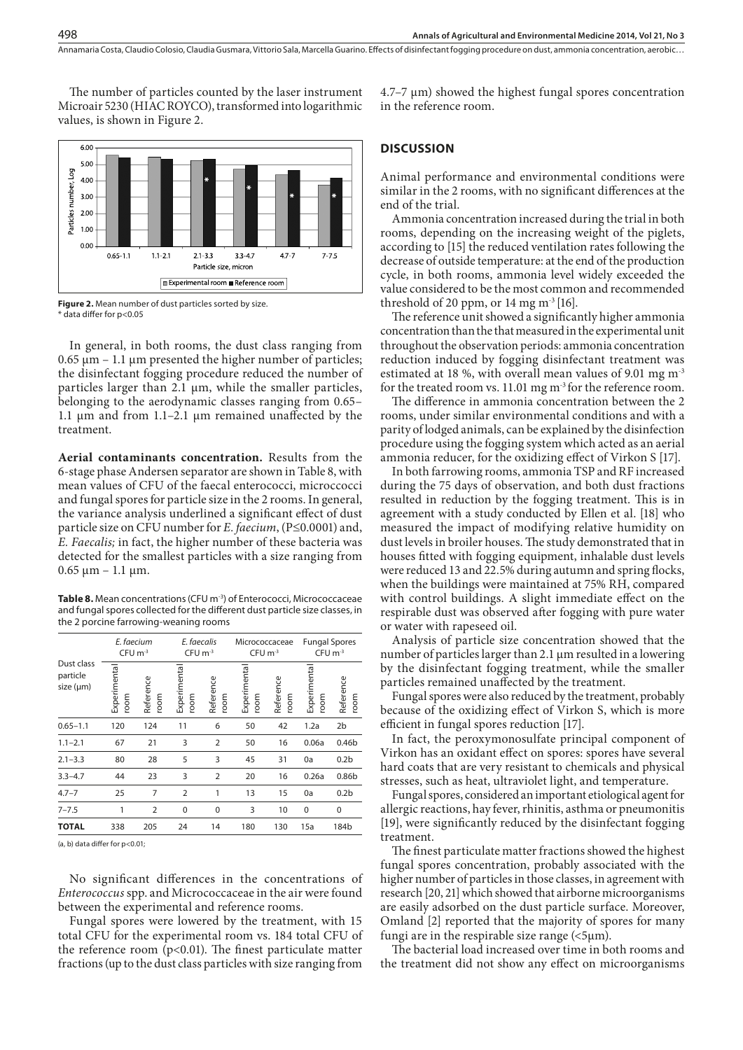The number of particles counted by the laser instrument Microair 5230 (HIAC ROYCO), transformed into logarithmic values, is shown in Figure 2.

**Figure 2.** Mean number of dust particles sorted by size.
* data differ for p<0.05

In general, in both rooms, the dust class ranging from 0.65 µm – 1.1 µm presented the higher number of particles; the disinfectant fogging procedure reduced the number of particles larger than 2.1 µm, while the smaller particles, belonging to the aerodynamic classes ranging from 0.65–1.1 µm and from 1.1–2.1 µm remained unaffected by the treatment.

**Aerial contaminants concentration.** Results from the 6-stage phase Andersen separator are shown in Table 8, with mean values of CFU of the faecal enterococci, micrococci and fungal spores for particle size in the 2 rooms. In general, the variance analysis underlined a significant effect of dust particle size on CFU number for *E. faecium*, ($P \leq 0.0001$) and, *E. Faecalis;* in fact, the higher number of these bacteria was detected for the smallest particles with a size ranging from 0.65 µm – 1.1 µm.

**Table 8.** Mean concentrations (CFU $m^{-3}$) of Enterococci, Micrococcaceae and fungal spores collected for the different dust particle size classes, in the 2 porcine farrowing-weaning rooms

| Dust class particle size (µm) | *E. faecium* CFU $m^{-3}$ | | *E. faecalis* CFU $m^{-3}$ | | Micrococcaceae CFU $m^{-3}$ | | Fungal Spores CFU $m^{-3}$ | |
|---|---|---|---|---|---|---|---|---|
| | Experimental room | Reference room | Experimental room | Reference room | Experimental room | Reference room | Experimental room | Reference room |
| 0.65–1.1 | 120 | 124 | 11 | 6 | 50 | 42 | 1.2a | 2b |
| 1.1–2.1 | 67 | 21 | 3 | 2 | 50 | 16 | 0.06a | 0.46b |
| 2.1–3.3 | 80 | 28 | 5 | 3 | 45 | 31 | 0a | 0.2b |
| 3.3–4.7 | 44 | 23 | 3 | 2 | 20 | 16 | 0.26a | 0.86b |
| 4.7–7 | 25 | 7 | 2 | 1 | 13 | 15 | 0a | 0.2b |
| 7–7.5 | 1 | 2 | 0 | 0 | 3 | 10 | 0 | 0 |
| **TOTAL** | 338 | 205 | 24 | 14 | 180 | 130 | 15a | 184b |

(a, b) data differ for p<0.01;

No significant differences in the concentrations of *Enterococcus* spp. and Micrococcaceae in the air were found between the experimental and reference rooms.

Fungal spores were lowered by the treatment, with 15 total CFU for the experimental room vs. 184 total CFU of the reference room ($p<0.01$). The finest particulate matter fractions (up to the dust class particles with size ranging from 4.7–7 µm) showed the highest fungal spores concentration in the reference room.

## DISCUSSION

Animal performance and environmental conditions were similar in the 2 rooms, with no significant differences at the end of the trial.

Ammonia concentration increased during the trial in both rooms, depending on the increasing weight of the piglets, according to [15] the reduced ventilation rates following the decrease of outside temperature: at the end of the production cycle, in both rooms, ammonia level widely exceeded the value considered to be the most common and recommended threshold of 20 ppm, or 14 mg $m^{-3}$ [16].

The reference unit showed a significantly higher ammonia concentration than the that measured in the experimental unit throughout the observation periods: ammonia concentration reduction induced by fogging disinfectant treatment was estimated at 18 %, with overall mean values of 9.01 mg $m^{-3}$ for the treated room vs. 11.01 mg $m^{-3}$ for the reference room.

The difference in ammonia concentration between the 2 rooms, under similar environmental conditions and with a parity of lodged animals, can be explained by the disinfection procedure using the fogging system which acted as an aerial ammonia reducer, for the oxidizing effect of Virkon S [17].

In both farrowing rooms, ammonia TSP and RF increased during the 75 days of observation, and both dust fractions resulted in reduction by the fogging treatment. This is in agreement with a study conducted by Ellen et al. [18] who measured the impact of modifying relative humidity on dust levels in broiler houses. The study demonstrated that in houses fitted with fogging equipment, inhalable dust levels were reduced 13 and 22.5% during autumn and spring flocks, when the buildings were maintained at 75% RH, compared with control buildings. A slight immediate effect on the respirable dust was observed after fogging with pure water or water with rapeseed oil.

Analysis of particle size concentration showed that the number of particles larger than 2.1 µm resulted in a lowering by the disinfectant fogging treatment, while the smaller particles remained unaffected by the treatment.

Fungal spores were also reduced by the treatment, probably because of the oxidizing effect of Virkon S, which is more efficient in fungal spores reduction [17].

In fact, the peroxymonosulfate principal component of Virkon has an oxidant effect on spores: spores have several hard coats that are very resistant to chemicals and physical stresses, such as heat, ultraviolet light, and temperature.

Fungal spores, considered an important etiological agent for allergic reactions, hay fever, rhinitis, asthma or pneumonitis [19], were significantly reduced by the disinfectant fogging treatment.

The finest particulate matter fractions showed the highest fungal spores concentration, probably associated with the higher number of particles in those classes, in agreement with research [20, 21] which showed that airborne microorganisms are easily adsorbed on the dust particle surface. Moreover, Omland [2] reported that the majority of spores for many fungi are in the respirable size range (<5µm).

The bacterial load increased over time in both rooms and the treatment did not show any effect on microorganisms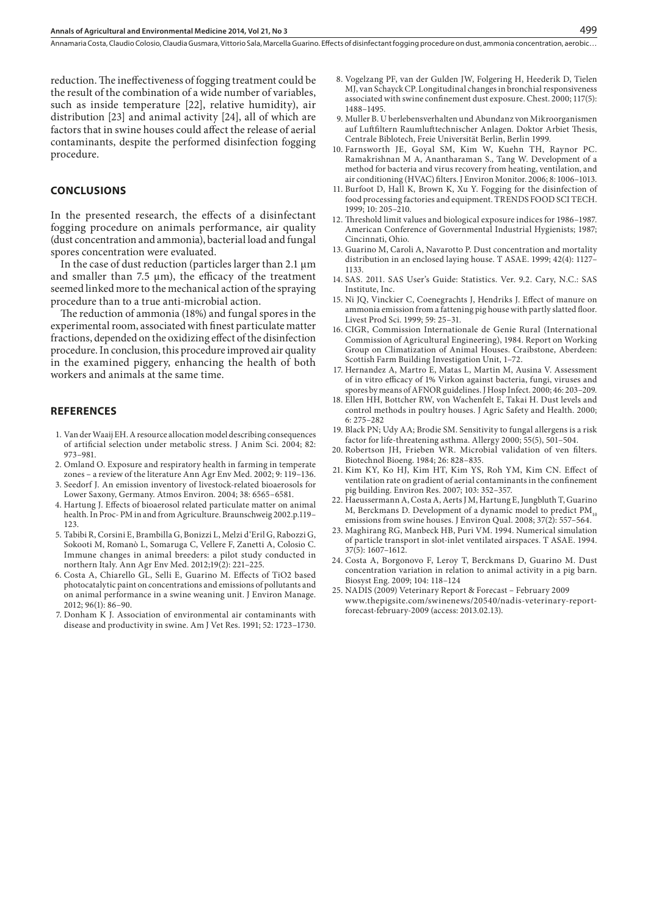reduction. The ineffectiveness of fogging treatment could be the result of the combination of a wide number of variables, such as inside temperature [22], relative humidity), air distribution [23] and animal activity [24], all of which are factors that in swine houses could affect the release of aerial contaminants, despite the performed disinfection fogging procedure.

## CONCLUSIONS

In the presented research, the effects of a disinfectant fogging procedure on animals performance, air quality (dust concentration and ammonia), bacterial load and fungal spores concentration were evaluated.

In the case of dust reduction (particles larger than 2.1 µm and smaller than 7.5 µm), the efficacy of the treatment seemed linked more to the mechanical action of the spraying procedure than to a true anti-microbial action.

The reduction of ammonia (18%) and fungal spores in the experimental room, associated with finest particulate matter fractions, depended on the oxidizing effect of the disinfection procedure. In conclusion, this procedure improved air quality in the examined piggery, enhancing the health of both workers and animals at the same time.

## REFERENCES

1. Van der Waaij EH. A resource allocation model describing consequences of artificial selection under metabolic stress. J Anim Sci. 2004; 82: 973–981.
2. Omland O. Exposure and respiratory health in farming in temperate zones – a review of the literature Ann Agr Env Med. 2002; 9: 119–136.
3. Seedorf J. An emission inventory of livestock-related bioaerosols for Lower Saxony, Germany. Atmos Environ. 2004; 38: 6565–6581.
4. Hartung J. Effects of bioaerosol related particulate matter on animal health. In Proc- PM in and from Agriculture. Braunschweig 2002.p.119–123.
5. Tabibi R, Corsini E, Brambilla G, Bonizzi L, Melzi d'Eril G, Rabozzi G, Sokooti M, Romanò L, Somaruga C, Vellere F, Zanetti A, Colosio C. Immune changes in animal breeders: a pilot study conducted in northern Italy. Ann Agr Env Med. 2012;19(2): 221–225.
6. Costa A, Chiarello GL, Selli E, Guarino M. Effects of TiO2 based photocatalytic paint on concentrations and emissions of pollutants and on animal performance in a swine weaning unit. J Environ Manage. 2012; 96(1): 86–90.
7. Donham K J. Association of environmental air contaminants with disease and productivity in swine. Am J Vet Res. 1991; 52: 1723–1730.
8. Vogelzang PF, van der Gulden JW, Folgering H, Heederik D, Tielen MJ, van Schayck CP. Longitudinal changes in bronchial responsiveness associated with swine confinement dust exposure. Chest. 2000; 117(5): 1488–1495.
9. Muller B. U berlebensverhalten und Abundanz von Mikroorganismen auf Luftfiltern Raumlufttechnischer Anlagen. Doktor Arbiet Thesis, Centrale Biblotech, Freie Universität Berlin, Berlin 1999.
10. Farnsworth JE, Goyal SM, Kim W, Kuehn TH, Raynor PC. Ramakrishnan M A, Anantharaman S., Tang W. Development of a method for bacteria and virus recovery from heating, ventilation, and air conditioning (HVAC) filters. J Environ Monitor. 2006; 8: 1006–1013.
11. Burfoot D, Hall K, Brown K, Xu Y. Fogging for the disinfection of food processing factories and equipment. TRENDS FOOD SCI TECH. 1999; 10: 205–210.
12. Threshold limit values and biological exposure indices for 1986–1987. American Conference of Governmental Industrial Hygienists; 1987; Cincinnati, Ohio.
13. Guarino M, Caroli A, Navarotto P. Dust concentration and mortality distribution in an enclosed laying house. T ASAE. 1999; 42(4): 1127–1133.
14. SAS. 2011. SAS User's Guide: Statistics. Ver. 9.2. Cary, N.C.: SAS Institute, Inc.
15. Ni JQ, Vinckier C, Coenegrachts J, Hendriks J. Effect of manure on ammonia emission from a fattening pig house with partly slatted floor. Livest Prod Sci. 1999; 59: 25–31.
16. CIGR, Commission Internationale de Genie Rural (International Commission of Agricultural Engineering), 1984. Report on Working Group on Climatization of Animal Houses. Craibstone, Aberdeen: Scottish Farm Building Investigation Unit, 1–72.
17. Hernandez A, Martro E, Matas L, Martin M, Ausina V. Assessment of in vitro efficacy of 1% Virkon against bacteria, fungi, viruses and spores by means of AFNOR guidelines. J Hosp Infect. 2000; 46: 203–209.
18. Ellen HH, Bottcher RW, von Wachenfelt E, Takai H. Dust levels and control methods in poultry houses. J Agric Safety and Health. 2000; 6: 275–282
19. Black PN; Udy AA; Brodie SM. Sensitivity to fungal allergens is a risk factor for life-threatening asthma. Allergy 2000; 55(5), 501–504.
20. Robertson JH, Frieben WR. Microbial validation of ven filters. Biotechnol Bioeng. 1984; 26: 828–835.
21. Kim KY, Ko HJ, Kim HT, Kim YS, Roh YM, Kim CN. Effect of ventilation rate on gradient of aerial contaminants in the confinement pig building. Environ Res. 2007; 103: 352–357.
22. Haeussermann A, Costa A, Aerts J M, Hartung E, Jungbluth T, Guarino M, Berckmans D. Development of a dynamic model to predict $PM_{10}$ emissions from swine houses. J Environ Qual. 2008; 37(2): 557–564.
23. Maghirang RG, Manbeck HB, Puri VM. 1994. Numerical simulation of particle transport in slot-inlet ventilated airspaces. T ASAE. 1994. 37(5): 1607–1612.
24. Costa A, Borgonovo F, Leroy T, Berckmans D, Guarino M. Dust concentration variation in relation to animal activity in a pig barn. Biosyst Eng. 2009; 104: 118–124
25. NADIS (2009) Veterinary Report & Forecast – February 2009 www.thepigsite.com/swinenews/20540/nadis-veterinary-report-forecast-february-2009 (access: 2013.02.13).